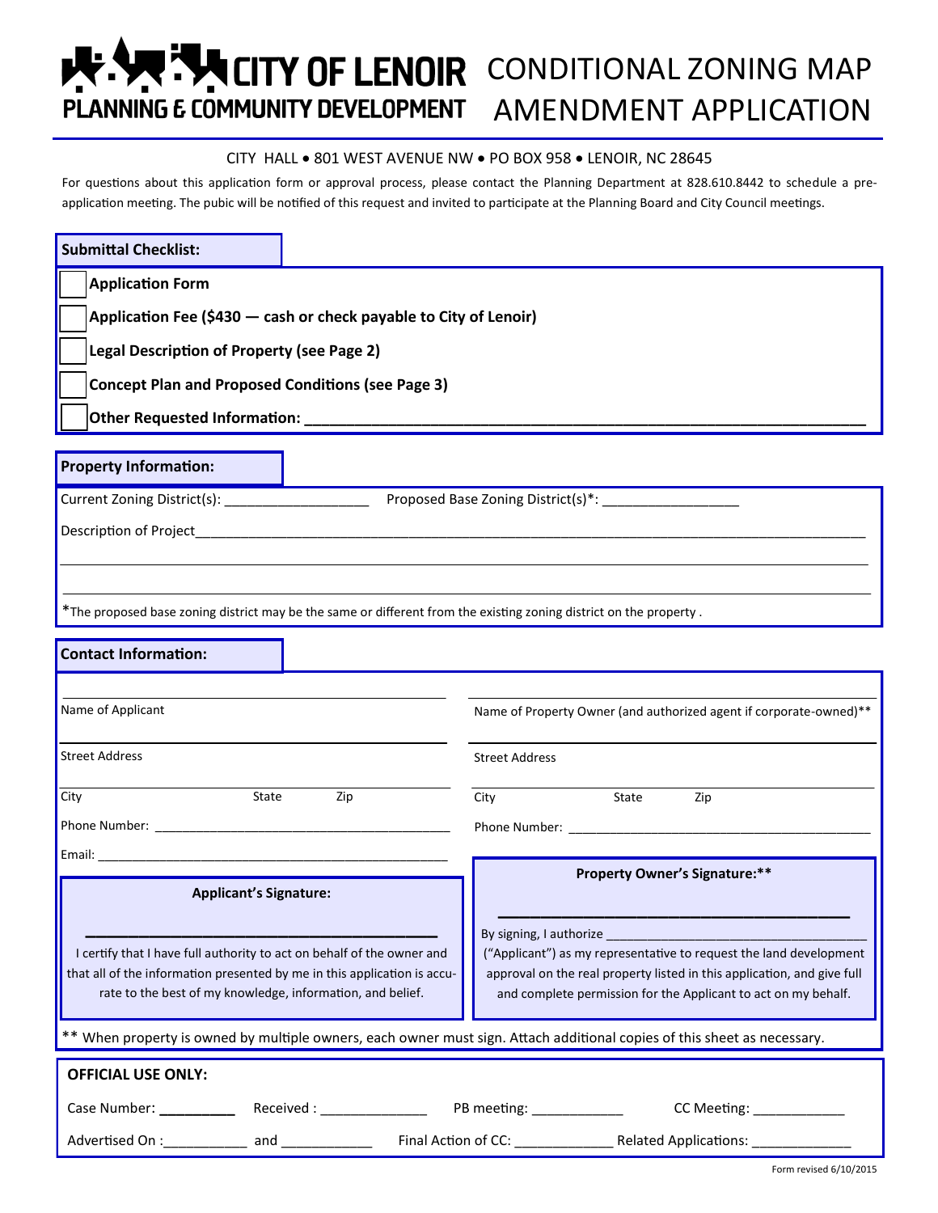# CITY OF LENOIR

**PLANNING & COMMUNITY DEVELOPMENT**

# CONDITIONAL ZONING MAP AMENDMENT APPLICATION

CITY HALL • 801 WEST AVENUE NW • PO BOX 958 • LENOIR, NC 28645

For questions about this application form or approval process, please contact the Planning Department at 828.610.8442 to schedule a pre-application meeting. The pubic will be notified of this request and invited to participate at the Planning Board and City Council meetings.

## Submittal Checklist:

- [ ] **Application Form**
- [ ] **Application Fee ($430 — cash or check payable to City of Lenoir)**
- [ ] **Legal Description of Property (see Page 2)**
- [ ] **Concept Plan and Proposed Conditions (see Page 3)**
- [ ] **Other Requested Information:** ______________________________

## Property Information:

Current Zoning District(s): __________________ Proposed Base Zoning District(s)*: _________________

Description of Project______________________________________________________________

______________________________________________________________

______________________________________________________________

*The proposed base zoning district may be the same or different from the existing zoning district on the property .

## Contact Information:

| | |
|---|---|
| ______________________________ Name of Applicant | ______________________________ Name of Property Owner (and authorized agent if corporate-owned)** |
| ______________________________ Street Address | ______________________________ Street Address |
| ______________________________ City State Zip | ______________________________ City State Zip |
| Phone Number: ______________________________ | Phone Number: ______________________________ |
| Email: ______________________________ | |

**Applicant's Signature:**

______________________________

I certify that I have full authority to act on behalf of the owner and that all of the information presented by me in this application is accurate to the best of my knowledge, information, and belief.

**Property Owner's Signature:****

______________________________

By signing, I authorize ______________________________ ("Applicant") as my representative to request the land development approval on the real property listed in this application, and give full and complete permission for the Applicant to act on my behalf.

** When property is owned by multiple owners, each owner must sign. Attach additional copies of this sheet as necessary.

## OFFICIAL USE ONLY:

Case Number: _________ Received : ______________ PB meeting: ____________ CC Meeting: ____________

Advertised On :___________ and ____________ Final Action of CC: _____________ Related Applications: _____________

Form revised 6/10/2015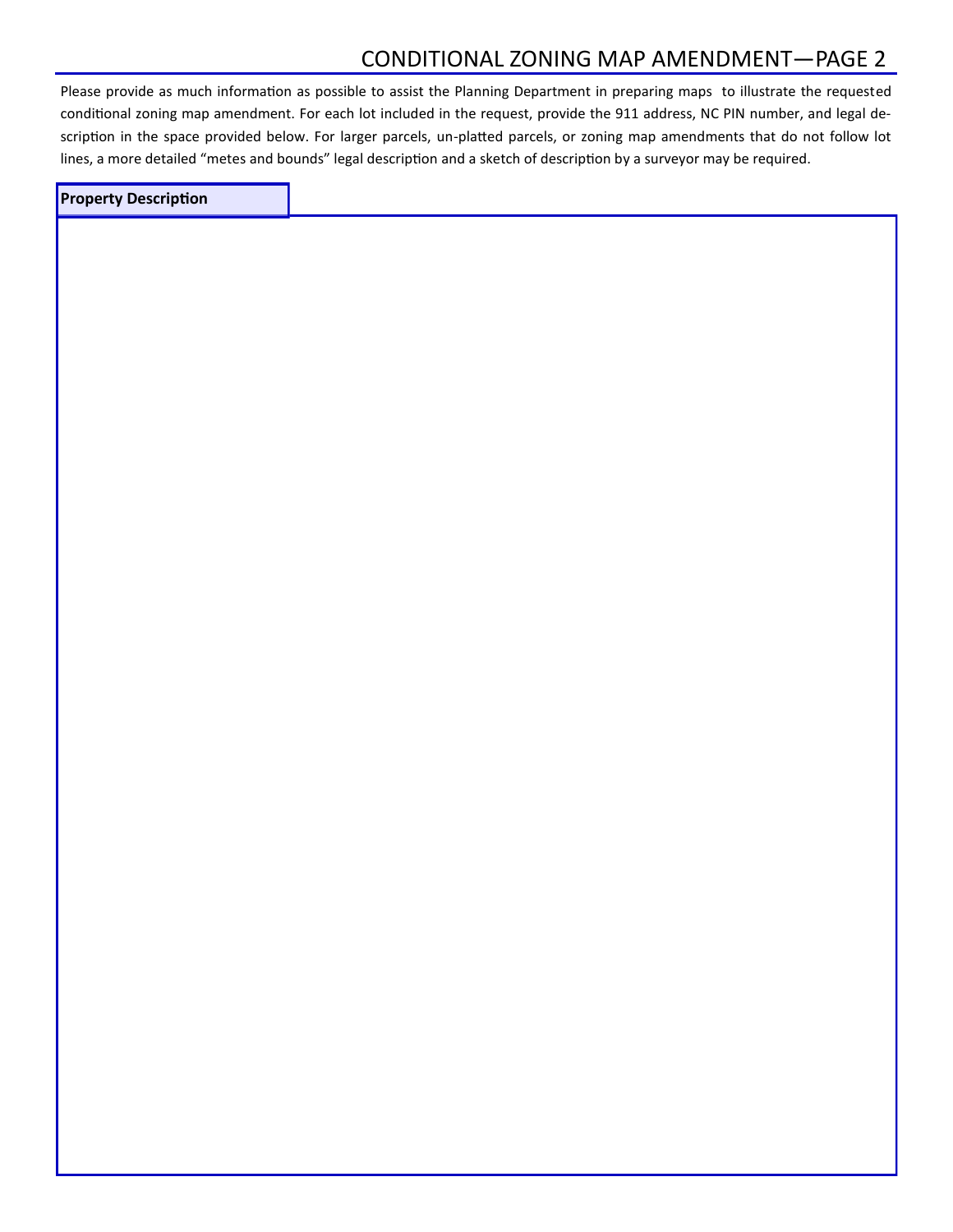# CONDITIONAL ZONING MAP AMENDMENT—PAGE 2

Please provide as much information as possible to assist the Planning Department in preparing maps to illustrate the requested conditional zoning map amendment. For each lot included in the request, provide the 911 address, NC PIN number, and legal description in the space provided below. For larger parcels, un-platted parcels, or zoning map amendments that do not follow lot lines, a more detailed "metes and bounds" legal description and a sketch of description by a surveyor may be required.

**Property Description**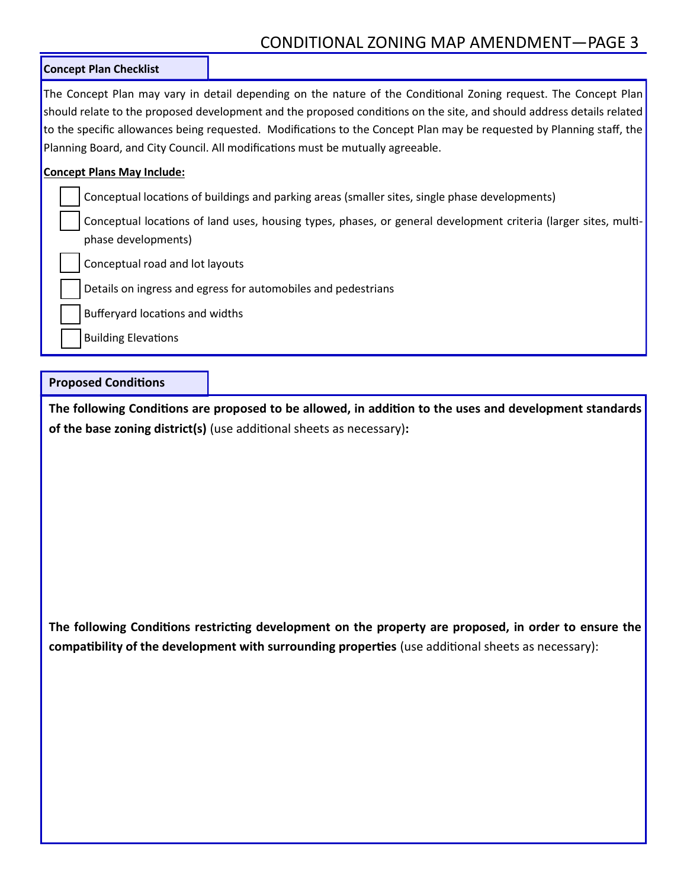# CONDITIONAL ZONING MAP AMENDMENT—PAGE 3

## Concept Plan Checklist

The Concept Plan may vary in detail depending on the nature of the Conditional Zoning request. The Concept Plan should relate to the proposed development and the proposed conditions on the site, and should address details related to the specific allowances being requested. Modifications to the Concept Plan may be requested by Planning staff, the Planning Board, and City Council. All modifications must be mutually agreeable.

**Concept Plans May Include:**

- [ ] Conceptual locations of buildings and parking areas (smaller sites, single phase developments)
- [ ] Conceptual locations of land uses, housing types, phases, or general development criteria (larger sites, multi-phase developments)
- [ ] Conceptual road and lot layouts
- [ ] Details on ingress and egress for automobiles and pedestrians
- [ ] Bufferyard locations and widths
- [ ] Building Elevations

## Proposed Conditions

**The following Conditions are proposed to be allowed, in addition to the uses and development standards of the base zoning district(s)** (use additional sheets as necessary)**:**

**The following Conditions restricting development on the property are proposed, in order to ensure the compatibility of the development with surrounding properties** (use additional sheets as necessary):